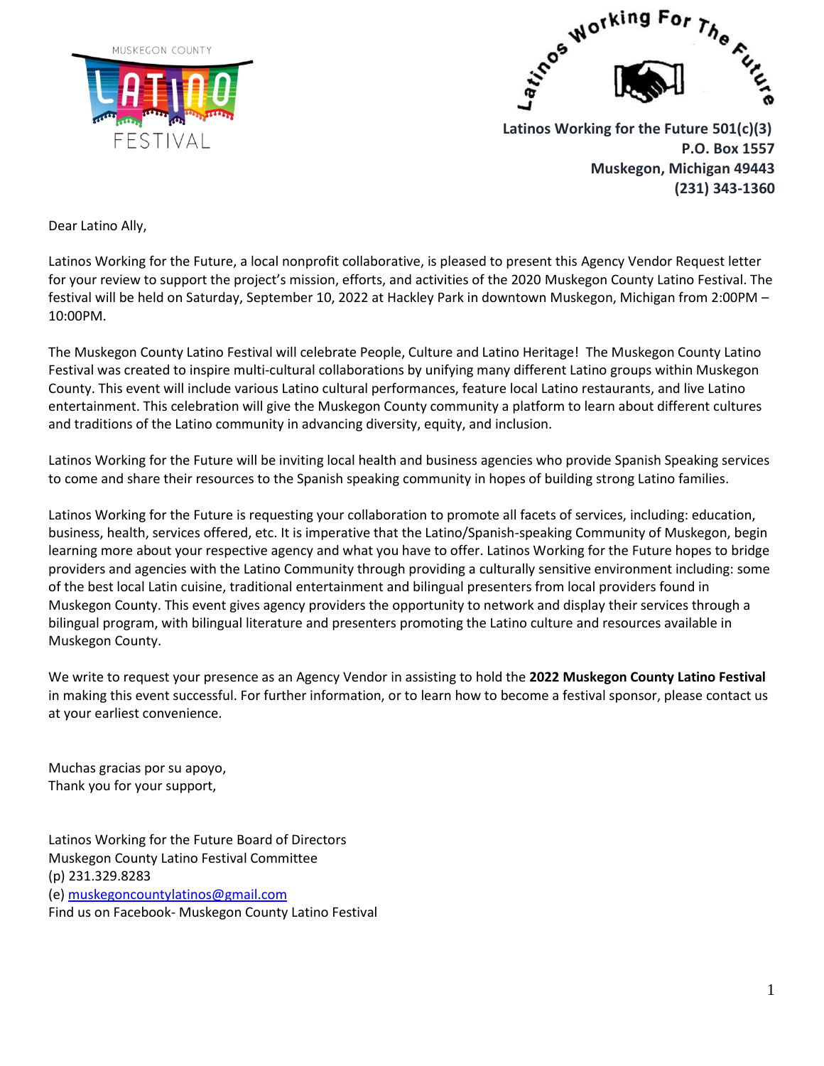MUSKEGON COUNTY LATINO FESTIVAL

Latinos Working For The Future

**Latinos Working for the Future 501(c)(3)**
**P.O. Box 1557**
**Muskegon, Michigan 49443**
**(231) 343-1360**

Dear Latino Ally,

Latinos Working for the Future, a local nonprofit collaborative, is pleased to present this Agency Vendor Request letter for your review to support the project's mission, efforts, and activities of the 2020 Muskegon County Latino Festival. The festival will be held on Saturday, September 10, 2022 at Hackley Park in downtown Muskegon, Michigan from 2:00PM – 10:00PM.

The Muskegon County Latino Festival will celebrate People, Culture and Latino Heritage! The Muskegon County Latino Festival was created to inspire multi-cultural collaborations by unifying many different Latino groups within Muskegon County. This event will include various Latino cultural performances, feature local Latino restaurants, and live Latino entertainment. This celebration will give the Muskegon County community a platform to learn about different cultures and traditions of the Latino community in advancing diversity, equity, and inclusion.

Latinos Working for the Future will be inviting local health and business agencies who provide Spanish Speaking services to come and share their resources to the Spanish speaking community in hopes of building strong Latino families.

Latinos Working for the Future is requesting your collaboration to promote all facets of services, including: education, business, health, services offered, etc. It is imperative that the Latino/Spanish-speaking Community of Muskegon, begin learning more about your respective agency and what you have to offer. Latinos Working for the Future hopes to bridge providers and agencies with the Latino Community through providing a culturally sensitive environment including: some of the best local Latin cuisine, traditional entertainment and bilingual presenters from local providers found in Muskegon County. This event gives agency providers the opportunity to network and display their services through a bilingual program, with bilingual literature and presenters promoting the Latino culture and resources available in Muskegon County.

We write to request your presence as an Agency Vendor in assisting to hold the **2022 Muskegon County Latino Festival** in making this event successful. For further information, or to learn how to become a festival sponsor, please contact us at your earliest convenience.

Muchas gracias por su apoyo,
Thank you for your support,

Latinos Working for the Future Board of Directors
Muskegon County Latino Festival Committee
(p) 231.329.8283
(e) muskegoncountylatinos@gmail.com
Find us on Facebook- Muskegon County Latino Festival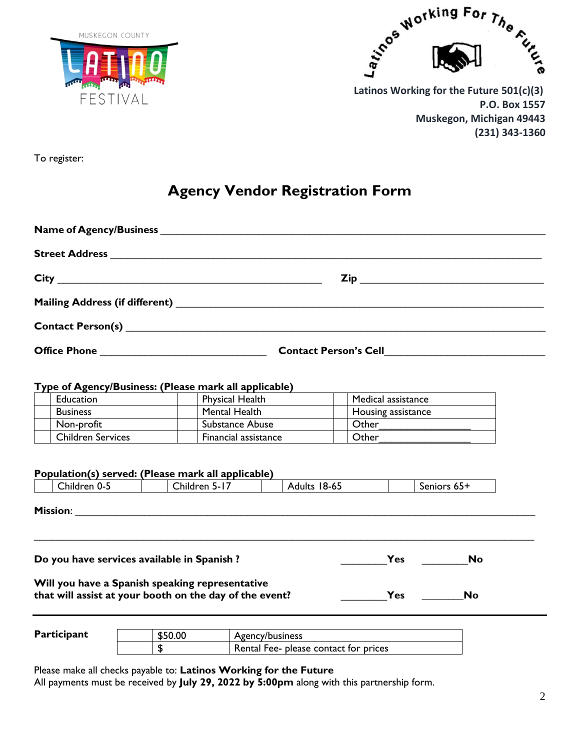MUSKEGON COUNTY LATINO FESTIVAL

Latinos Working For The Future

**Latinos Working for the Future 501(c)(3)**
**P.O. Box 1557**
**Muskegon, Michigan 49443**
**(231) 343-1360**

To register:

# Agency Vendor Registration Form

**Name of Agency/Business** ____________________________________________

**Street Address** ____________________________________________

**City** ____________________________ **Zip** ____________________

**Mailing Address (if different)** ____________________________________________

**Contact Person(s)** ____________________________________________

**Office Phone** ____________________ **Contact Person's Cell** ____________________

**Type of Agency/Business: (Please mark all applicable)**

| | | | | | |
|---|---|---|---|---|---|
| | Education | | Physical Health | | Medical assistance |
| | Business | | Mental Health | | Housing assistance |
| | Non-profit | | Substance Abuse | | Other________________ |
| | Children Services | | Financial assistance | | Other________________ |

**Population(s) served: (Please mark all applicable)**

| | | | | | | | |
|---|---|---|---|---|---|---|---|
| | Children 0-5 | | Children 5-17 | | Adults 18-65 | | Seniors 65+ |

**Mission**: ____________________________________________

____________________________________________

**Do you have services available in Spanish ?** ________**Yes** ________**No**

**Will you have a Spanish speaking representative that will assist at your booth on the day of the event?** ________**Yes** _______**No**

---

| **Participant** | | | |
|---|---|---|---|
| | | $50.00 | Agency/business |
| | | $ | Rental Fee- please contact for prices |

Please make all checks payable to: **Latinos Working for the Future**
All payments must be received by **July 29, 2022 by 5:00pm** along with this partnership form.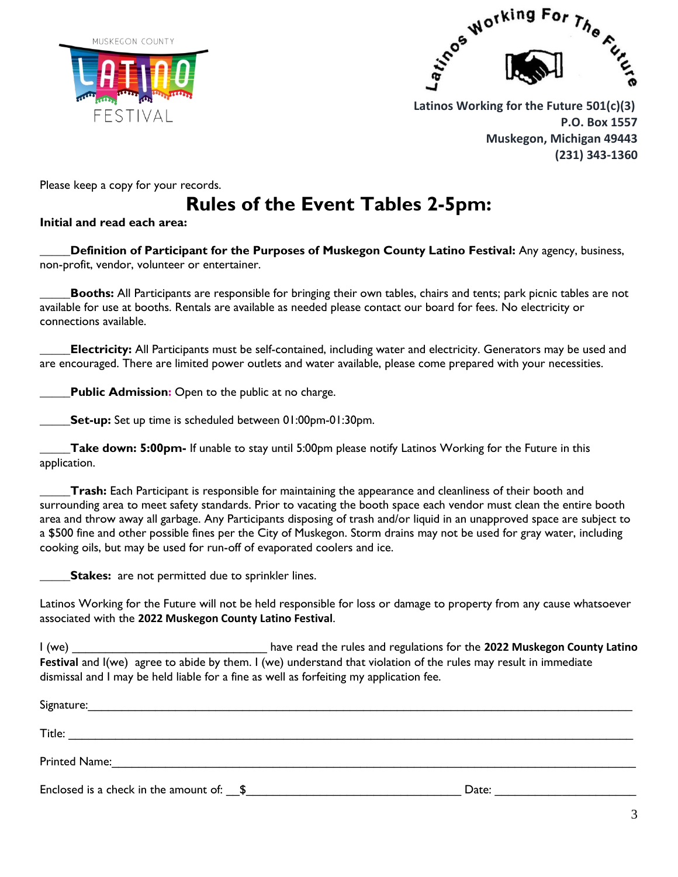MUSKEGON COUNTY LATINO FESTIVAL

Latinos Working For The Future

**Latinos Working for the Future 501(c)(3)**
**P.O. Box 1557**
**Muskegon, Michigan 49443**
**(231) 343-1360**

Please keep a copy for your records.

# Rules of the Event Tables 2-5pm:

**Initial and read each area:**

_____**Definition of Participant for the Purposes of Muskegon County Latino Festival:** Any agency, business, non-profit, vendor, volunteer or entertainer.

_____**Booths:** All Participants are responsible for bringing their own tables, chairs and tents; park picnic tables are not available for use at booths. Rentals are available as needed please contact our board for fees. No electricity or connections available.

_____**Electricity:** All Participants must be self-contained, including water and electricity. Generators may be used and are encouraged. There are limited power outlets and water available, please come prepared with your necessities.

_____**Public Admission:** Open to the public at no charge.

_____**Set-up:** Set up time is scheduled between 01:00pm-01:30pm.

_____**Take down: 5:00pm-** If unable to stay until 5:00pm please notify Latinos Working for the Future in this application.

_____**Trash:** Each Participant is responsible for maintaining the appearance and cleanliness of their booth and surrounding area to meet safety standards. Prior to vacating the booth space each vendor must clean the entire booth area and throw away all garbage. Any Participants disposing of trash and/or liquid in an unapproved space are subject to a $500 fine and other possible fines per the City of Muskegon. Storm drains may not be used for gray water, including cooking oils, but may be used for run-off of evaporated coolers and ice.

_____**Stakes:** are not permitted due to sprinkler lines.

Latinos Working for the Future will not be held responsible for loss or damage to property from any cause whatsoever associated with the **2022 Muskegon County Latino Festival**.

I (we) ______________________________ have read the rules and regulations for the **2022 Muskegon County Latino Festival** and I(we) agree to abide by them. I (we) understand that violation of the rules may result in immediate dismissal and I may be held liable for a fine as well as forfeiting my application fee.

Signature:_______________________________________________________________________

Title: __________________________________________________________________________

Printed Name:____________________________________________________________________

Enclosed is a check in the amount of: __$_________________________________ Date: ______________________